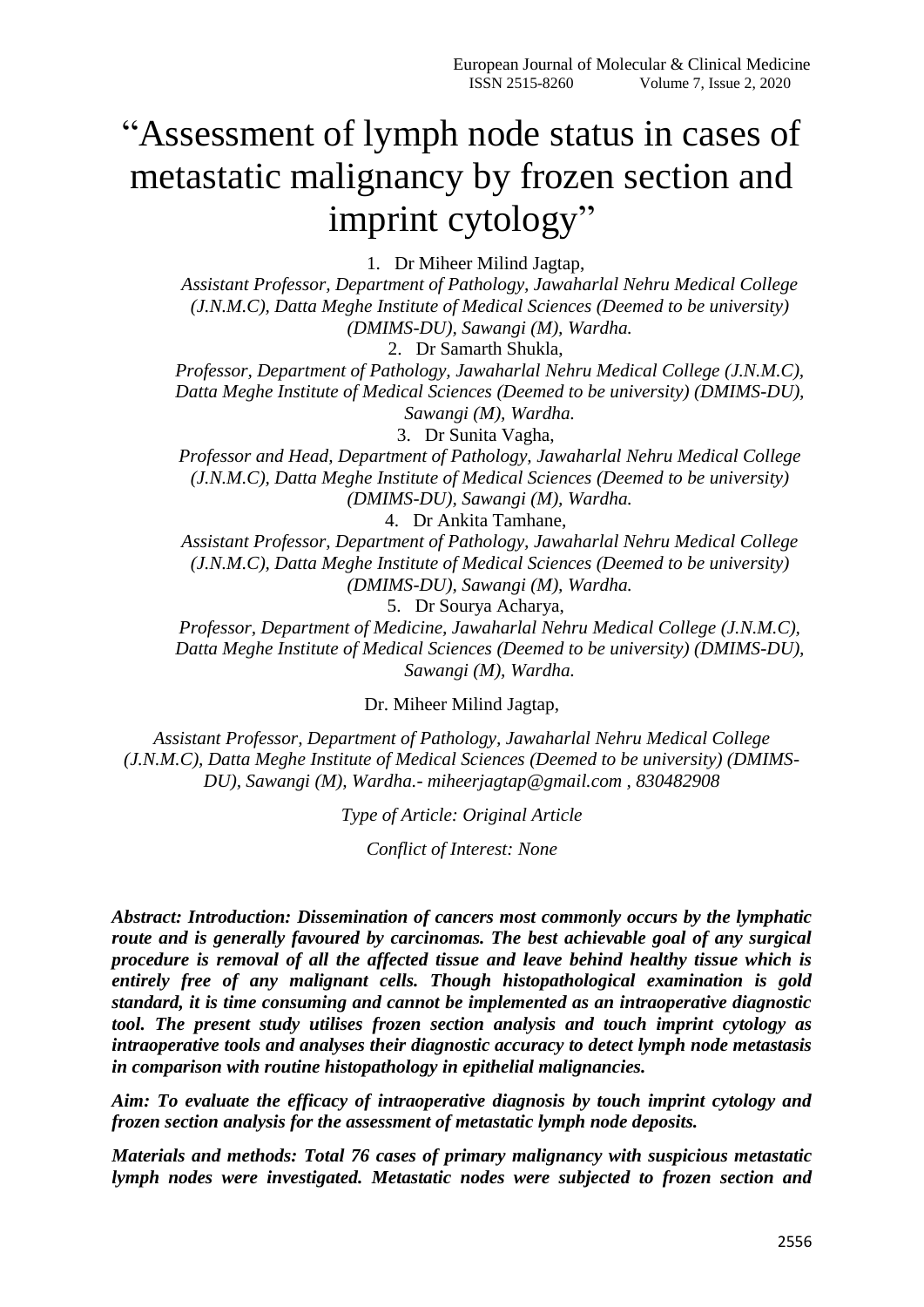# "Assessment of lymph node status in cases of metastatic malignancy by frozen section and imprint cytology"

1. Dr Miheer Milind Jagtap,

*Assistant Professor, Department of Pathology, Jawaharlal Nehru Medical College (J.N.M.C), Datta Meghe Institute of Medical Sciences (Deemed to be university) (DMIMS-DU), Sawangi (M), Wardha.*

2. Dr Samarth Shukla,

*Professor, Department of Pathology, Jawaharlal Nehru Medical College (J.N.M.C), Datta Meghe Institute of Medical Sciences (Deemed to be university) (DMIMS-DU), Sawangi (M), Wardha.*

3. Dr Sunita Vagha,

*Professor and Head, Department of Pathology, Jawaharlal Nehru Medical College (J.N.M.C), Datta Meghe Institute of Medical Sciences (Deemed to be university) (DMIMS-DU), Sawangi (M), Wardha.*

4. Dr Ankita Tamhane,

*Assistant Professor, Department of Pathology, Jawaharlal Nehru Medical College (J.N.M.C), Datta Meghe Institute of Medical Sciences (Deemed to be university) (DMIMS-DU), Sawangi (M), Wardha.*

5. Dr Sourya Acharya,

*Professor, Department of Medicine, Jawaharlal Nehru Medical College (J.N.M.C), Datta Meghe Institute of Medical Sciences (Deemed to be university) (DMIMS-DU), Sawangi (M), Wardha.*

Dr. Miheer Milind Jagtap,

*Assistant Professor, Department of Pathology, Jawaharlal Nehru Medical College (J.N.M.C), Datta Meghe Institute of Medical Sciences (Deemed to be university) (DMIMS-DU), Sawangi (M), Wardha.- miheerjagtap@gmail.com , 830482908*

*Type of Article: Original Article*

*Conflict of Interest: None*

***Abstract: Introduction: Dissemination of cancers most commonly occurs by the lymphatic route and is generally favoured by carcinomas. The best achievable goal of any surgical procedure is removal of all the affected tissue and leave behind healthy tissue which is entirely free of any malignant cells. Though histopathological examination is gold standard, it is time consuming and cannot be implemented as an intraoperative diagnostic tool. The present study utilises frozen section analysis and touch imprint cytology as intraoperative tools and analyses their diagnostic accuracy to detect lymph node metastasis in comparison with routine histopathology in epithelial malignancies.***

***Aim: To evaluate the efficacy of intraoperative diagnosis by touch imprint cytology and frozen section analysis for the assessment of metastatic lymph node deposits.***

***Materials and methods: Total 76 cases of primary malignancy with suspicious metastatic lymph nodes were investigated. Metastatic nodes were subjected to frozen section and***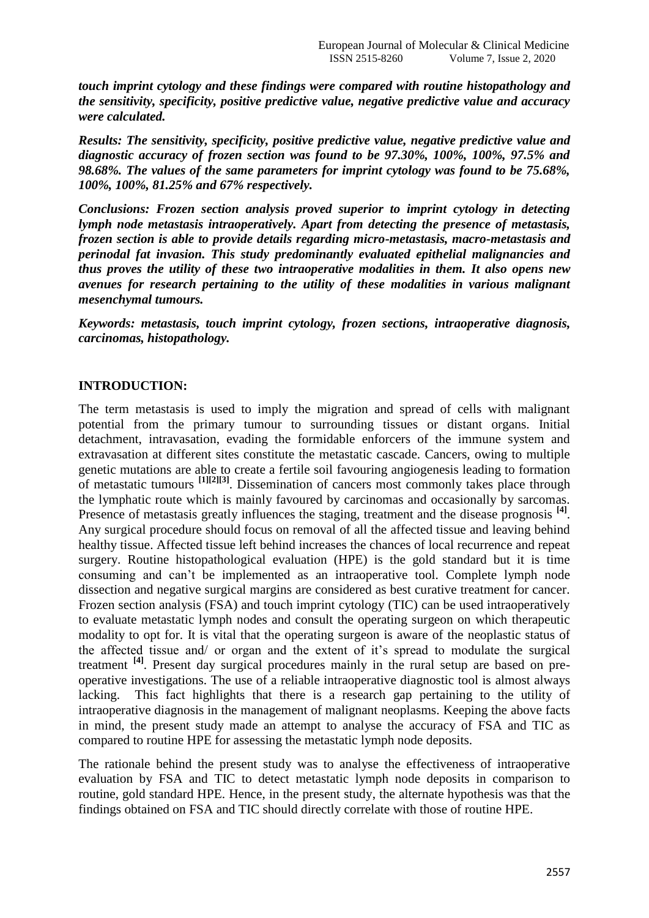*touch imprint cytology and these findings were compared with routine histopathology and the sensitivity, specificity, positive predictive value, negative predictive value and accuracy were calculated.*

***Results:*** *The sensitivity, specificity, positive predictive value, negative predictive value and diagnostic accuracy of frozen section was found to be 97.30%, 100%, 100%, 97.5% and 98.68%. The values of the same parameters for imprint cytology was found to be 75.68%, 100%, 100%, 81.25% and 67% respectively.*

***Conclusions:*** *Frozen section analysis proved superior to imprint cytology in detecting lymph node metastasis intraoperatively. Apart from detecting the presence of metastasis, frozen section is able to provide details regarding micro-metastasis, macro-metastasis and perinodal fat invasion. This study predominantly evaluated epithelial malignancies and thus proves the utility of these two intraoperative modalities in them. It also opens new avenues for research pertaining to the utility of these modalities in various malignant mesenchymal tumours.*

***Keywords:*** *metastasis, touch imprint cytology, frozen sections, intraoperative diagnosis, carcinomas, histopathology.*

## INTRODUCTION:

The term metastasis is used to imply the migration and spread of cells with malignant potential from the primary tumour to surrounding tissues or distant organs. Initial detachment, intravasation, evading the formidable enforcers of the immune system and extravasation at different sites constitute the metastatic cascade. Cancers, owing to multiple genetic mutations are able to create a fertile soil favouring angiogenesis leading to formation of metastatic tumours [1][2][3]. Dissemination of cancers most commonly takes place through the lymphatic route which is mainly favoured by carcinomas and occasionally by sarcomas. Presence of metastasis greatly influences the staging, treatment and the disease prognosis [4]. Any surgical procedure should focus on removal of all the affected tissue and leaving behind healthy tissue. Affected tissue left behind increases the chances of local recurrence and repeat surgery. Routine histopathological evaluation (HPE) is the gold standard but it is time consuming and can't be implemented as an intraoperative tool. Complete lymph node dissection and negative surgical margins are considered as best curative treatment for cancer. Frozen section analysis (FSA) and touch imprint cytology (TIC) can be used intraoperatively to evaluate metastatic lymph nodes and consult the operating surgeon on which therapeutic modality to opt for. It is vital that the operating surgeon is aware of the neoplastic status of the affected tissue and/ or organ and the extent of it's spread to modulate the surgical treatment [4]. Present day surgical procedures mainly in the rural setup are based on pre-operative investigations. The use of a reliable intraoperative diagnostic tool is almost always lacking. This fact highlights that there is a research gap pertaining to the utility of intraoperative diagnosis in the management of malignant neoplasms. Keeping the above facts in mind, the present study made an attempt to analyse the accuracy of FSA and TIC as compared to routine HPE for assessing the metastatic lymph node deposits.

The rationale behind the present study was to analyse the effectiveness of intraoperative evaluation by FSA and TIC to detect metastatic lymph node deposits in comparison to routine, gold standard HPE. Hence, in the present study, the alternate hypothesis was that the findings obtained on FSA and TIC should directly correlate with those of routine HPE.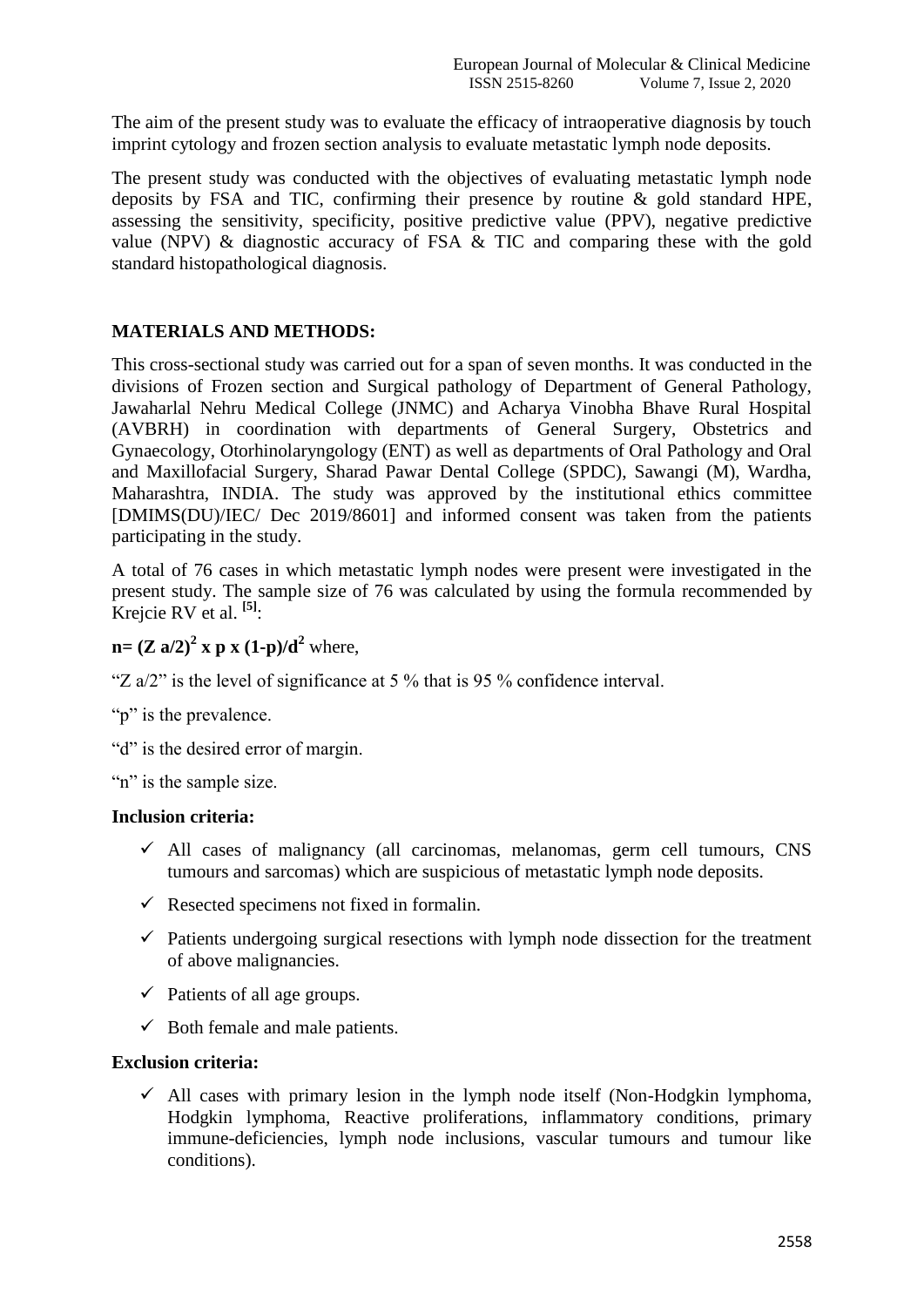The aim of the present study was to evaluate the efficacy of intraoperative diagnosis by touch imprint cytology and frozen section analysis to evaluate metastatic lymph node deposits.

The present study was conducted with the objectives of evaluating metastatic lymph node deposits by FSA and TIC, confirming their presence by routine & gold standard HPE, assessing the sensitivity, specificity, positive predictive value (PPV), negative predictive value (NPV) & diagnostic accuracy of FSA & TIC and comparing these with the gold standard histopathological diagnosis.

## MATERIALS AND METHODS:

This cross-sectional study was carried out for a span of seven months. It was conducted in the divisions of Frozen section and Surgical pathology of Department of General Pathology, Jawaharlal Nehru Medical College (JNMC) and Acharya Vinobha Bhave Rural Hospital (AVBRH) in coordination with departments of General Surgery, Obstetrics and Gynaecology, Otorhinolaryngology (ENT) as well as departments of Oral Pathology and Oral and Maxillofacial Surgery, Sharad Pawar Dental College (SPDC), Sawangi (M), Wardha, Maharashtra, INDIA. The study was approved by the institutional ethics committee [DMIMS(DU)/IEC/ Dec 2019/8601] and informed consent was taken from the patients participating in the study.

A total of 76 cases in which metastatic lymph nodes were present were investigated in the present study. The sample size of 76 was calculated by using the formula recommended by Krejcie RV et al. [5]:

$\mathbf{n = (Z\ a/2)^2 \times p \times (1-p)/d^2}$ where,

"Z a/2" is the level of significance at 5 % that is 95 % confidence interval.

"p" is the prevalence.

"d" is the desired error of margin.

"n" is the sample size.

**Inclusion criteria:**

- ✓ All cases of malignancy (all carcinomas, melanomas, germ cell tumours, CNS tumours and sarcomas) which are suspicious of metastatic lymph node deposits.
- ✓ Resected specimens not fixed in formalin.
- ✓ Patients undergoing surgical resections with lymph node dissection for the treatment of above malignancies.
- ✓ Patients of all age groups.
- ✓ Both female and male patients.

**Exclusion criteria:**

- ✓ All cases with primary lesion in the lymph node itself (Non-Hodgkin lymphoma, Hodgkin lymphoma, Reactive proliferations, inflammatory conditions, primary immune-deficiencies, lymph node inclusions, vascular tumours and tumour like conditions).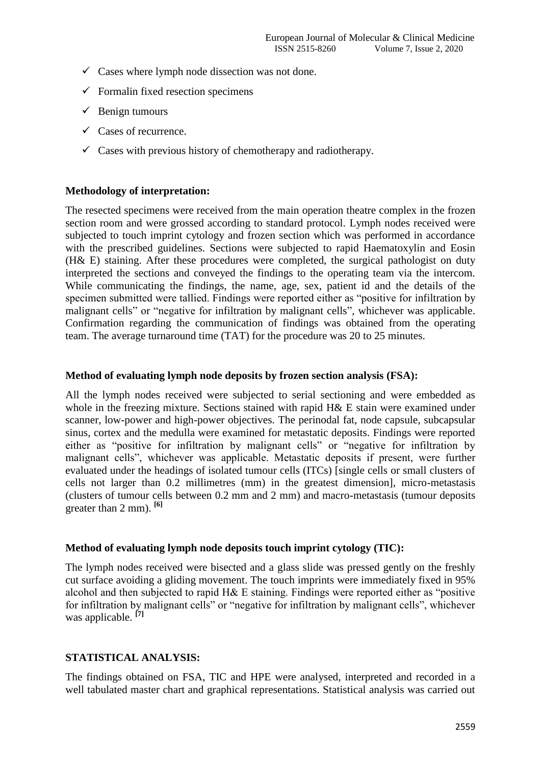- ✓ Cases where lymph node dissection was not done.
- ✓ Formalin fixed resection specimens
- ✓ Benign tumours
- ✓ Cases of recurrence.
- ✓ Cases with previous history of chemotherapy and radiotherapy.

**Methodology of interpretation:**

The resected specimens were received from the main operation theatre complex in the frozen section room and were grossed according to standard protocol. Lymph nodes received were subjected to touch imprint cytology and frozen section which was performed in accordance with the prescribed guidelines. Sections were subjected to rapid Haematoxylin and Eosin (H& E) staining. After these procedures were completed, the surgical pathologist on duty interpreted the sections and conveyed the findings to the operating team via the intercom. While communicating the findings, the name, age, sex, patient id and the details of the specimen submitted were tallied. Findings were reported either as "positive for infiltration by malignant cells" or "negative for infiltration by malignant cells", whichever was applicable. Confirmation regarding the communication of findings was obtained from the operating team. The average turnaround time (TAT) for the procedure was 20 to 25 minutes.

**Method of evaluating lymph node deposits by frozen section analysis (FSA):**

All the lymph nodes received were subjected to serial sectioning and were embedded as whole in the freezing mixture. Sections stained with rapid H& E stain were examined under scanner, low-power and high-power objectives. The perinodal fat, node capsule, subcapsular sinus, cortex and the medulla were examined for metastatic deposits. Findings were reported either as "positive for infiltration by malignant cells" or "negative for infiltration by malignant cells", whichever was applicable. Metastatic deposits if present, were further evaluated under the headings of isolated tumour cells (ITCs) [single cells or small clusters of cells not larger than 0.2 millimetres (mm) in the greatest dimension], micro-metastasis (clusters of tumour cells between 0.2 mm and 2 mm) and macro-metastasis (tumour deposits greater than 2 mm). [6]

**Method of evaluating lymph node deposits touch imprint cytology (TIC):**

The lymph nodes received were bisected and a glass slide was pressed gently on the freshly cut surface avoiding a gliding movement. The touch imprints were immediately fixed in 95% alcohol and then subjected to rapid H& E staining. Findings were reported either as "positive for infiltration by malignant cells" or "negative for infiltration by malignant cells", whichever was applicable. [7]

## STATISTICAL ANALYSIS:

The findings obtained on FSA, TIC and HPE were analysed, interpreted and recorded in a well tabulated master chart and graphical representations. Statistical analysis was carried out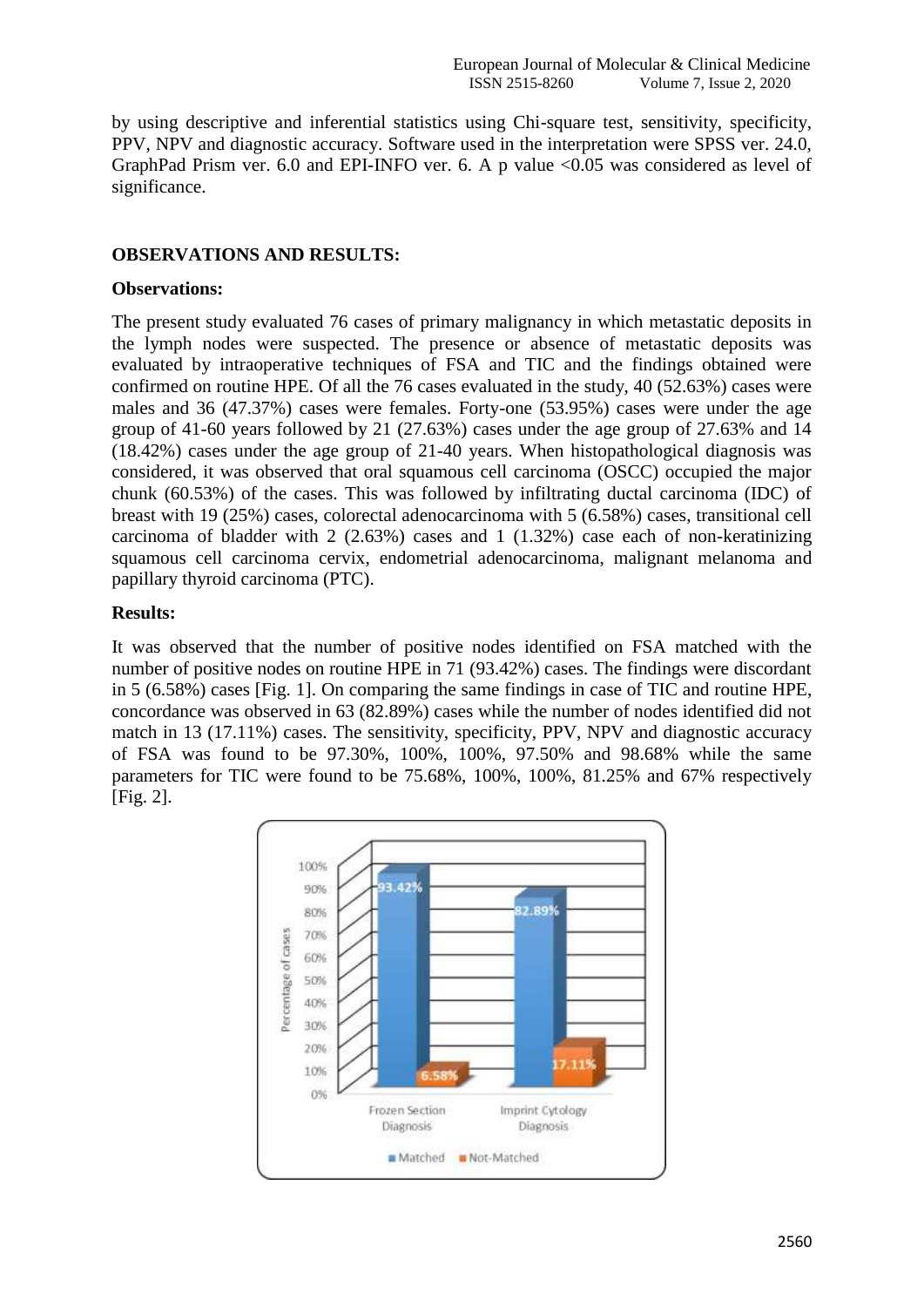by using descriptive and inferential statistics using Chi-square test, sensitivity, specificity, PPV, NPV and diagnostic accuracy. Software used in the interpretation were SPSS ver. 24.0, GraphPad Prism ver. 6.0 and EPI-INFO ver. 6. A p value <0.05 was considered as level of significance.

## OBSERVATIONS AND RESULTS:

### Observations:

The present study evaluated 76 cases of primary malignancy in which metastatic deposits in the lymph nodes were suspected. The presence or absence of metastatic deposits was evaluated by intraoperative techniques of FSA and TIC and the findings obtained were confirmed on routine HPE. Of all the 76 cases evaluated in the study, 40 (52.63%) cases were males and 36 (47.37%) cases were females. Forty-one (53.95%) cases were under the age group of 41-60 years followed by 21 (27.63%) cases under the age group of 27.63% and 14 (18.42%) cases under the age group of 21-40 years. When histopathological diagnosis was considered, it was observed that oral squamous cell carcinoma (OSCC) occupied the major chunk (60.53%) of the cases. This was followed by infiltrating ductal carcinoma (IDC) of breast with 19 (25%) cases, colorectal adenocarcinoma with 5 (6.58%) cases, transitional cell carcinoma of bladder with 2 (2.63%) cases and 1 (1.32%) case each of non-keratinizing squamous cell carcinoma cervix, endometrial adenocarcinoma, malignant melanoma and papillary thyroid carcinoma (PTC).

### Results:

It was observed that the number of positive nodes identified on FSA matched with the number of positive nodes on routine HPE in 71 (93.42%) cases. The findings were discordant in 5 (6.58%) cases [Fig. 1]. On comparing the same findings in case of TIC and routine HPE, concordance was observed in 63 (82.89%) cases while the number of nodes identified did not match in 13 (17.11%) cases. The sensitivity, specificity, PPV, NPV and diagnostic accuracy of FSA was found to be 97.30%, 100%, 100%, 97.50% and 98.68% while the same parameters for TIC were found to be 75.68%, 100%, 100%, 81.25% and 67% respectively [Fig. 2].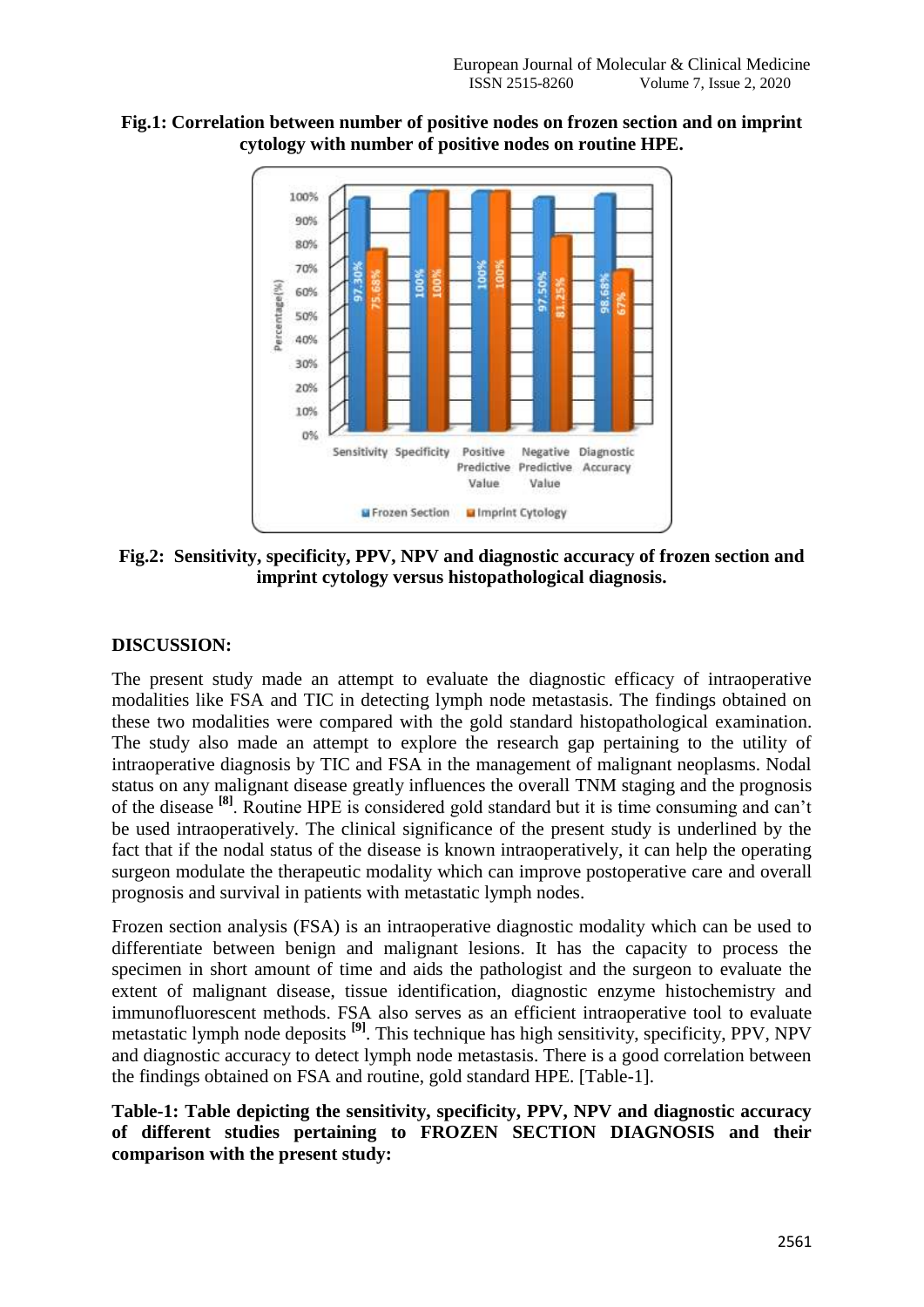**Fig.1: Correlation between number of positive nodes on frozen section and on imprint cytology with number of positive nodes on routine HPE.**

**Fig.2: Sensitivity, specificity, PPV, NPV and diagnostic accuracy of frozen section and imprint cytology versus histopathological diagnosis.**

## DISCUSSION:

The present study made an attempt to evaluate the diagnostic efficacy of intraoperative modalities like FSA and TIC in detecting lymph node metastasis. The findings obtained on these two modalities were compared with the gold standard histopathological examination. The study also made an attempt to explore the research gap pertaining to the utility of intraoperative diagnosis by TIC and FSA in the management of malignant neoplasms. Nodal status on any malignant disease greatly influences the overall TNM staging and the prognosis of the disease [8]. Routine HPE is considered gold standard but it is time consuming and can't be used intraoperatively. The clinical significance of the present study is underlined by the fact that if the nodal status of the disease is known intraoperatively, it can help the operating surgeon modulate the therapeutic modality which can improve postoperative care and overall prognosis and survival in patients with metastatic lymph nodes.

Frozen section analysis (FSA) is an intraoperative diagnostic modality which can be used to differentiate between benign and malignant lesions. It has the capacity to process the specimen in short amount of time and aids the pathologist and the surgeon to evaluate the extent of malignant disease, tissue identification, diagnostic enzyme histochemistry and immunofluorescent methods. FSA also serves as an efficient intraoperative tool to evaluate metastatic lymph node deposits [9]. This technique has high sensitivity, specificity, PPV, NPV and diagnostic accuracy to detect lymph node metastasis. There is a good correlation between the findings obtained on FSA and routine, gold standard HPE. [Table-1].

**Table-1: Table depicting the sensitivity, specificity, PPV, NPV and diagnostic accuracy of different studies pertaining to FROZEN SECTION DIAGNOSIS and their comparison with the present study:**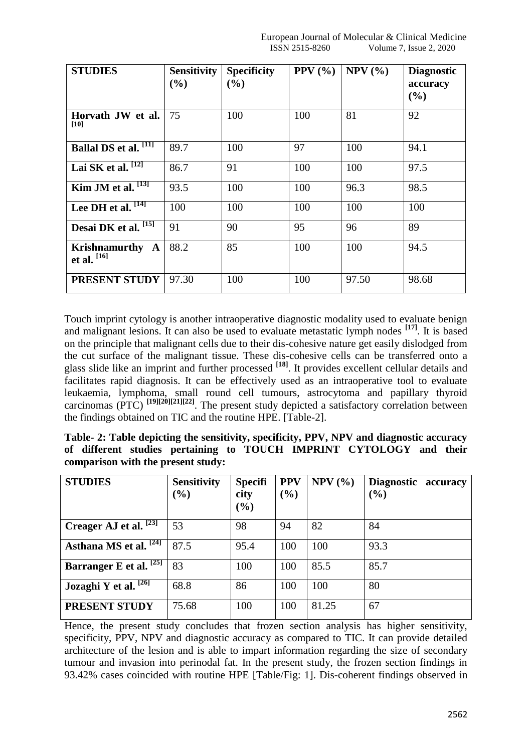| STUDIES | Sensitivity (%) | Specificity (%) | PPV (%) | NPV (%) | Diagnostic accuracy (%) |
|---|---|---|---|---|---|
| **Horvath JW et al. [10]** | 75 | 100 | 100 | 81 | 92 |
| **Ballal DS et al. [11]** | 89.7 | 100 | 97 | 100 | 94.1 |
| **Lai SK et al. [12]** | 86.7 | 91 | 100 | 100 | 97.5 |
| **Kim JM et al. [13]** | 93.5 | 100 | 100 | 96.3 | 98.5 |
| **Lee DH et al. [14]** | 100 | 100 | 100 | 100 | 100 |
| **Desai DK et al. [15]** | 91 | 90 | 95 | 96 | 89 |
| **Krishnamurthy A et al. [16]** | 88.2 | 85 | 100 | 100 | 94.5 |
| **PRESENT STUDY** | 97.30 | 100 | 100 | 97.50 | 98.68 |

Touch imprint cytology is another intraoperative diagnostic modality used to evaluate benign and malignant lesions. It can also be used to evaluate metastatic lymph nodes [17]. It is based on the principle that malignant cells due to their dis-cohesive nature get easily dislodged from the cut surface of the malignant tissue. These dis-cohesive cells can be transferred onto a glass slide like an imprint and further processed [18]. It provides excellent cellular details and facilitates rapid diagnosis. It can be effectively used as an intraoperative tool to evaluate leukaemia, lymphoma, small round cell tumours, astrocytoma and papillary thyroid carcinomas (PTC) [19][20][21][22]. The present study depicted a satisfactory correlation between the findings obtained on TIC and the routine HPE. [Table-2].

**Table- 2: Table depicting the sensitivity, specificity, PPV, NPV and diagnostic accuracy of different studies pertaining to TOUCH IMPRINT CYTOLOGY and their comparison with the present study:**

| STUDIES | Sensitivity (%) | Specificity (%) | PPV (%) | NPV (%) | Diagnostic accuracy (%) |
|---|---|---|---|---|---|
| **Creager AJ et al. [23]** | 53 | 98 | 94 | 82 | 84 |
| **Asthana MS et al. [24]** | 87.5 | 95.4 | 100 | 100 | 93.3 |
| **Barranger E et al. [25]** | 83 | 100 | 100 | 85.5 | 85.7 |
| **Jozaghi Y et al. [26]** | 68.8 | 86 | 100 | 100 | 80 |
| **PRESENT STUDY** | 75.68 | 100 | 100 | 81.25 | 67 |

Hence, the present study concludes that frozen section analysis has higher sensitivity, specificity, PPV, NPV and diagnostic accuracy as compared to TIC. It can provide detailed architecture of the lesion and is able to impart information regarding the size of secondary tumour and invasion into perinodal fat. In the present study, the frozen section findings in 93.42% cases coincided with routine HPE [Table/Fig: 1]. Dis-coherent findings observed in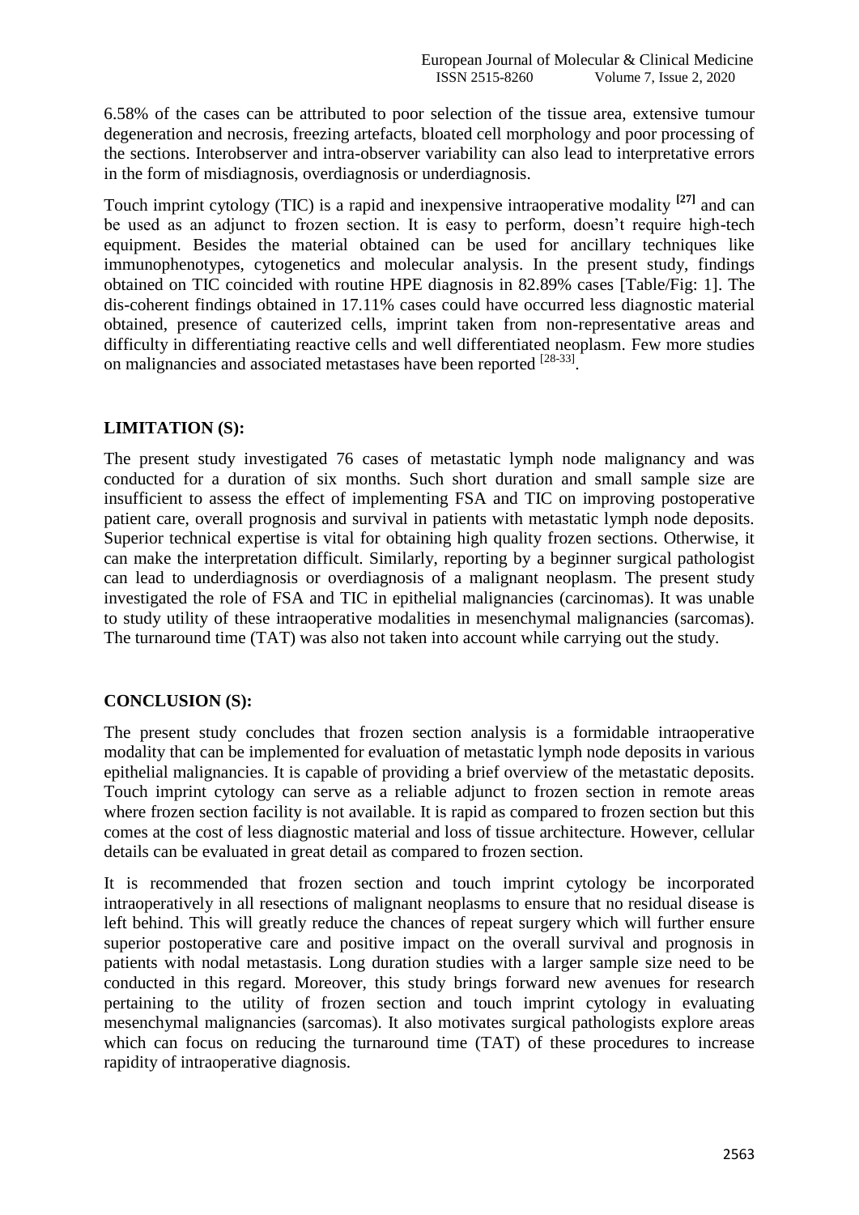6.58% of the cases can be attributed to poor selection of the tissue area, extensive tumour degeneration and necrosis, freezing artefacts, bloated cell morphology and poor processing of the sections. Interobserver and intra-observer variability can also lead to interpretative errors in the form of misdiagnosis, overdiagnosis or underdiagnosis.

Touch imprint cytology (TIC) is a rapid and inexpensive intraoperative modality [27] and can be used as an adjunct to frozen section. It is easy to perform, doesn't require high-tech equipment. Besides the material obtained can be used for ancillary techniques like immunophenotypes, cytogenetics and molecular analysis. In the present study, findings obtained on TIC coincided with routine HPE diagnosis in 82.89% cases [Table/Fig: 1]. The dis-coherent findings obtained in 17.11% cases could have occurred less diagnostic material obtained, presence of cauterized cells, imprint taken from non-representative areas and difficulty in differentiating reactive cells and well differentiated neoplasm. Few more studies on malignancies and associated metastases have been reported [28-33].

## LIMITATION (S):

The present study investigated 76 cases of metastatic lymph node malignancy and was conducted for a duration of six months. Such short duration and small sample size are insufficient to assess the effect of implementing FSA and TIC on improving postoperative patient care, overall prognosis and survival in patients with metastatic lymph node deposits. Superior technical expertise is vital for obtaining high quality frozen sections. Otherwise, it can make the interpretation difficult. Similarly, reporting by a beginner surgical pathologist can lead to underdiagnosis or overdiagnosis of a malignant neoplasm. The present study investigated the role of FSA and TIC in epithelial malignancies (carcinomas). It was unable to study utility of these intraoperative modalities in mesenchymal malignancies (sarcomas). The turnaround time (TAT) was also not taken into account while carrying out the study.

## CONCLUSION (S):

The present study concludes that frozen section analysis is a formidable intraoperative modality that can be implemented for evaluation of metastatic lymph node deposits in various epithelial malignancies. It is capable of providing a brief overview of the metastatic deposits. Touch imprint cytology can serve as a reliable adjunct to frozen section in remote areas where frozen section facility is not available. It is rapid as compared to frozen section but this comes at the cost of less diagnostic material and loss of tissue architecture. However, cellular details can be evaluated in great detail as compared to frozen section.

It is recommended that frozen section and touch imprint cytology be incorporated intraoperatively in all resections of malignant neoplasms to ensure that no residual disease is left behind. This will greatly reduce the chances of repeat surgery which will further ensure superior postoperative care and positive impact on the overall survival and prognosis in patients with nodal metastasis. Long duration studies with a larger sample size need to be conducted in this regard. Moreover, this study brings forward new avenues for research pertaining to the utility of frozen section and touch imprint cytology in evaluating mesenchymal malignancies (sarcomas). It also motivates surgical pathologists explore areas which can focus on reducing the turnaround time (TAT) of these procedures to increase rapidity of intraoperative diagnosis.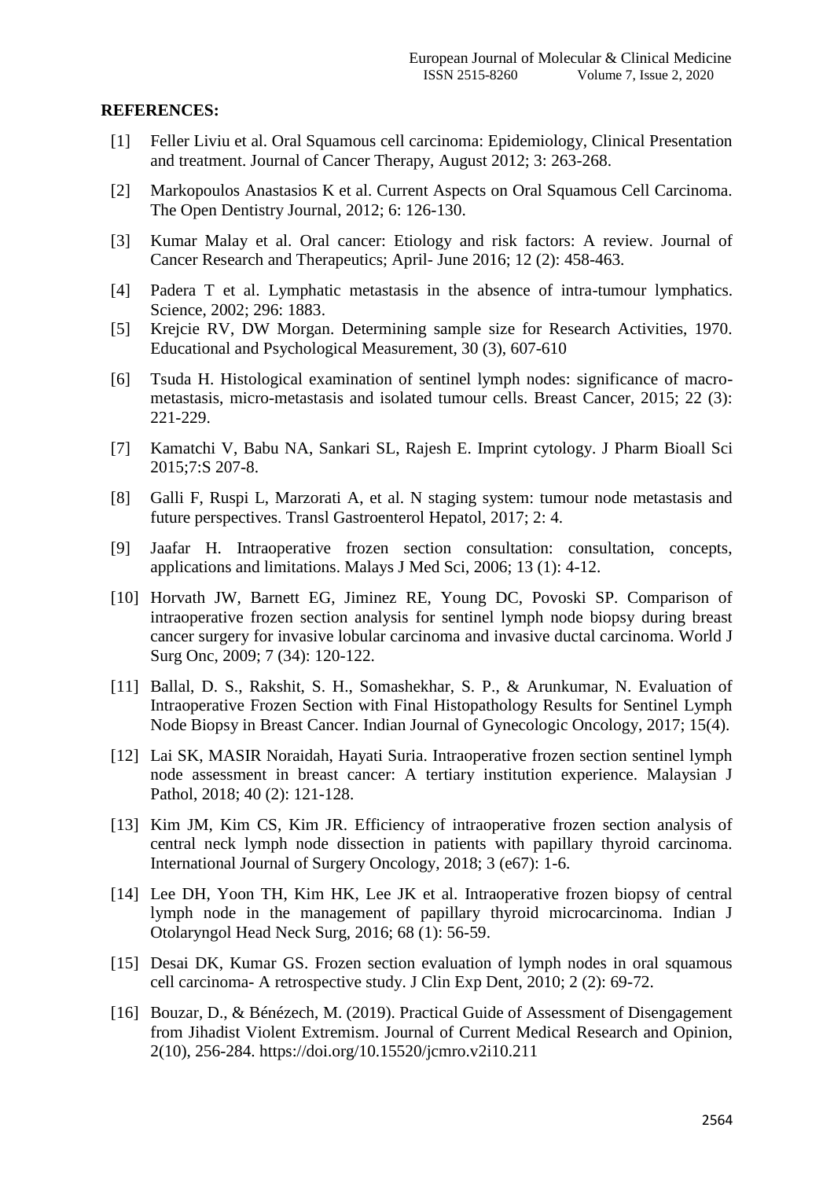**REFERENCES:**

[1] Feller Liviu et al. Oral Squamous cell carcinoma: Epidemiology, Clinical Presentation and treatment. Journal of Cancer Therapy, August 2012; 3: 263-268.

[2] Markopoulos Anastasios K et al. Current Aspects on Oral Squamous Cell Carcinoma. The Open Dentistry Journal, 2012; 6: 126-130.

[3] Kumar Malay et al. Oral cancer: Etiology and risk factors: A review. Journal of Cancer Research and Therapeutics; April- June 2016; 12 (2): 458-463.

[4] Padera T et al. Lymphatic metastasis in the absence of intra-tumour lymphatics. Science, 2002; 296: 1883.

[5] Krejcie RV, DW Morgan. Determining sample size for Research Activities, 1970. Educational and Psychological Measurement, 30 (3), 607-610

[6] Tsuda H. Histological examination of sentinel lymph nodes: significance of macro-metastasis, micro-metastasis and isolated tumour cells. Breast Cancer, 2015; 22 (3): 221-229.

[7] Kamatchi V, Babu NA, Sankari SL, Rajesh E. Imprint cytology. J Pharm Bioall Sci 2015;7:S 207-8.

[8] Galli F, Ruspi L, Marzorati A, et al. N staging system: tumour node metastasis and future perspectives. Transl Gastroenterol Hepatol, 2017; 2: 4.

[9] Jaafar H. Intraoperative frozen section consultation: consultation, concepts, applications and limitations. Malays J Med Sci, 2006; 13 (1): 4-12.

[10] Horvath JW, Barnett EG, Jiminez RE, Young DC, Povoski SP. Comparison of intraoperative frozen section analysis for sentinel lymph node biopsy during breast cancer surgery for invasive lobular carcinoma and invasive ductal carcinoma. World J Surg Onc, 2009; 7 (34): 120-122.

[11] Ballal, D. S., Rakshit, S. H., Somashekhar, S. P., & Arunkumar, N. Evaluation of Intraoperative Frozen Section with Final Histopathology Results for Sentinel Lymph Node Biopsy in Breast Cancer. Indian Journal of Gynecologic Oncology, 2017; 15(4).

[12] Lai SK, MASIR Noraidah, Hayati Suria. Intraoperative frozen section sentinel lymph node assessment in breast cancer: A tertiary institution experience. Malaysian J Pathol, 2018; 40 (2): 121-128.

[13] Kim JM, Kim CS, Kim JR. Efficiency of intraoperative frozen section analysis of central neck lymph node dissection in patients with papillary thyroid carcinoma. International Journal of Surgery Oncology, 2018; 3 (e67): 1-6.

[14] Lee DH, Yoon TH, Kim HK, Lee JK et al. Intraoperative frozen biopsy of central lymph node in the management of papillary thyroid microcarcinoma. Indian J Otolaryngol Head Neck Surg, 2016; 68 (1): 56-59.

[15] Desai DK, Kumar GS. Frozen section evaluation of lymph nodes in oral squamous cell carcinoma- A retrospective study. J Clin Exp Dent, 2010; 2 (2): 69-72.

[16] Bouzar, D., & Bénézech, M. (2019). Practical Guide of Assessment of Disengagement from Jihadist Violent Extremism. Journal of Current Medical Research and Opinion, 2(10), 256-284. https://doi.org/10.15520/jcmro.v2i10.211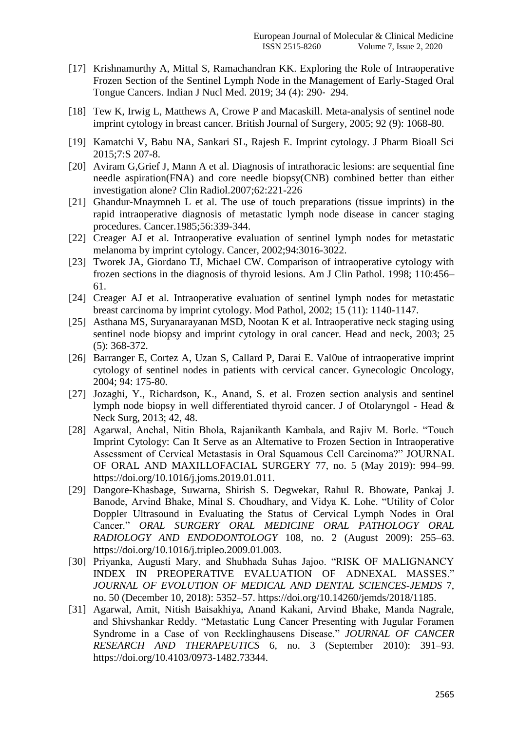[17] Krishnamurthy A, Mittal S, Ramachandran KK. Exploring the Role of Intraoperative Frozen Section of the Sentinel Lymph Node in the Management of Early-Staged Oral Tongue Cancers. Indian J Nucl Med. 2019; 34 (4): 290- 294.

[18] Tew K, Irwig L, Matthews A, Crowe P and Macaskill. Meta-analysis of sentinel node imprint cytology in breast cancer. British Journal of Surgery, 2005; 92 (9): 1068-80.

[19] Kamatchi V, Babu NA, Sankari SL, Rajesh E. Imprint cytology. J Pharm Bioall Sci 2015;7:S 207-8.

[20] Aviram G,Grief J, Mann A et al. Diagnosis of intrathoracic lesions: are sequential fine needle aspiration(FNA) and core needle biopsy(CNB) combined better than either investigation alone? Clin Radiol.2007;62:221-226

[21] Ghandur-Mnaymneh L et al. The use of touch preparations (tissue imprints) in the rapid intraoperative diagnosis of metastatic lymph node disease in cancer staging procedures. Cancer.1985;56:339-344.

[22] Creager AJ et al. Intraoperative evaluation of sentinel lymph nodes for metastatic melanoma by imprint cytology. Cancer, 2002;94:3016-3022.

[23] Tworek JA, Giordano TJ, Michael CW. Comparison of intraoperative cytology with frozen sections in the diagnosis of thyroid lesions. Am J Clin Pathol. 1998; 110:456–61.

[24] Creager AJ et al. Intraoperative evaluation of sentinel lymph nodes for metastatic breast carcinoma by imprint cytology. Mod Pathol, 2002; 15 (11): 1140-1147.

[25] Asthana MS, Suryanarayanan MSD, Nootan K et al. Intraoperative neck staging using sentinel node biopsy and imprint cytology in oral cancer. Head and neck, 2003; 25 (5): 368-372.

[26] Barranger E, Cortez A, Uzan S, Callard P, Darai E. Val0ue of intraoperative imprint cytology of sentinel nodes in patients with cervical cancer. Gynecologic Oncology, 2004; 94: 175-80.

[27] Jozaghi, Y., Richardson, K., Anand, S. et al. Frozen section analysis and sentinel lymph node biopsy in well differentiated thyroid cancer. J of Otolaryngol - Head & Neck Surg, 2013; 42, 48.

[28] Agarwal, Anchal, Nitin Bhola, Rajanikanth Kambala, and Rajiv M. Borle. "Touch Imprint Cytology: Can It Serve as an Alternative to Frozen Section in Intraoperative Assessment of Cervical Metastasis in Oral Squamous Cell Carcinoma?" JOURNAL OF ORAL AND MAXILLOFACIAL SURGERY 77, no. 5 (May 2019): 994–99. https://doi.org/10.1016/j.joms.2019.01.011.

[29] Dangore-Khasbage, Suwarna, Shirish S. Degwekar, Rahul R. Bhowate, Pankaj J. Banode, Arvind Bhake, Minal S. Choudhary, and Vidya K. Lohe. "Utility of Color Doppler Ultrasound in Evaluating the Status of Cervical Lymph Nodes in Oral Cancer." *ORAL SURGERY ORAL MEDICINE ORAL PATHOLOGY ORAL RADIOLOGY AND ENDODONTOLOGY* 108, no. 2 (August 2009): 255–63. https://doi.org/10.1016/j.tripleo.2009.01.003.

[30] Priyanka, Augusti Mary, and Shubhada Suhas Jajoo. "RISK OF MALIGNANCY INDEX IN PREOPERATIVE EVALUATION OF ADNEXAL MASSES." *JOURNAL OF EVOLUTION OF MEDICAL AND DENTAL SCIENCES-JEMDS* 7, no. 50 (December 10, 2018): 5352–57. https://doi.org/10.14260/jemds/2018/1185.

[31] Agarwal, Amit, Nitish Baisakhiya, Anand Kakani, Arvind Bhake, Manda Nagrale, and Shivshankar Reddy. "Metastatic Lung Cancer Presenting with Jugular Foramen Syndrome in a Case of von Recklinghausens Disease." *JOURNAL OF CANCER RESEARCH AND THERAPEUTICS* 6, no. 3 (September 2010): 391–93. https://doi.org/10.4103/0973-1482.73344.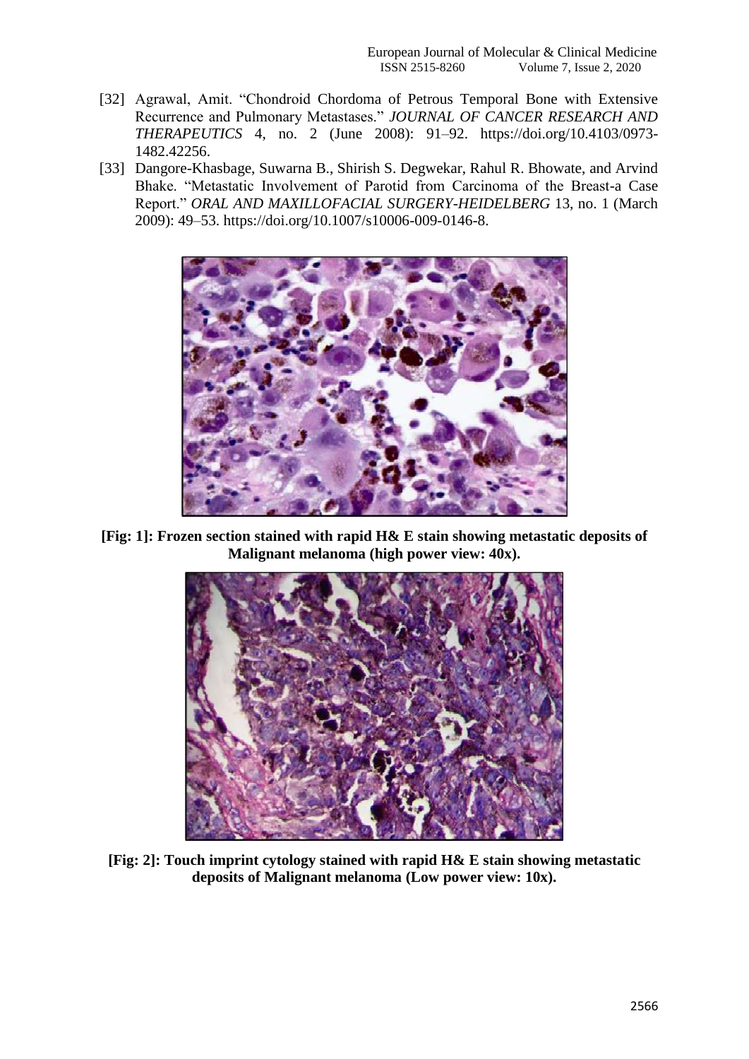[32] Agrawal, Amit. "Chondroid Chordoma of Petrous Temporal Bone with Extensive Recurrence and Pulmonary Metastases." *JOURNAL OF CANCER RESEARCH AND THERAPEUTICS* 4, no. 2 (June 2008): 91–92. https://doi.org/10.4103/0973-1482.42256.

[33] Dangore-Khasbage, Suwarna B., Shirish S. Degwekar, Rahul R. Bhowate, and Arvind Bhake. "Metastatic Involvement of Parotid from Carcinoma of the Breast-a Case Report." *ORAL AND MAXILLOFACIAL SURGERY-HEIDELBERG* 13, no. 1 (March 2009): 49–53. https://doi.org/10.1007/s10006-009-0146-8.

**[Fig: 1]: Frozen section stained with rapid H& E stain showing metastatic deposits of Malignant melanoma (high power view: 40x).**

**[Fig: 2]: Touch imprint cytology stained with rapid H& E stain showing metastatic deposits of Malignant melanoma (Low power view: 10x).**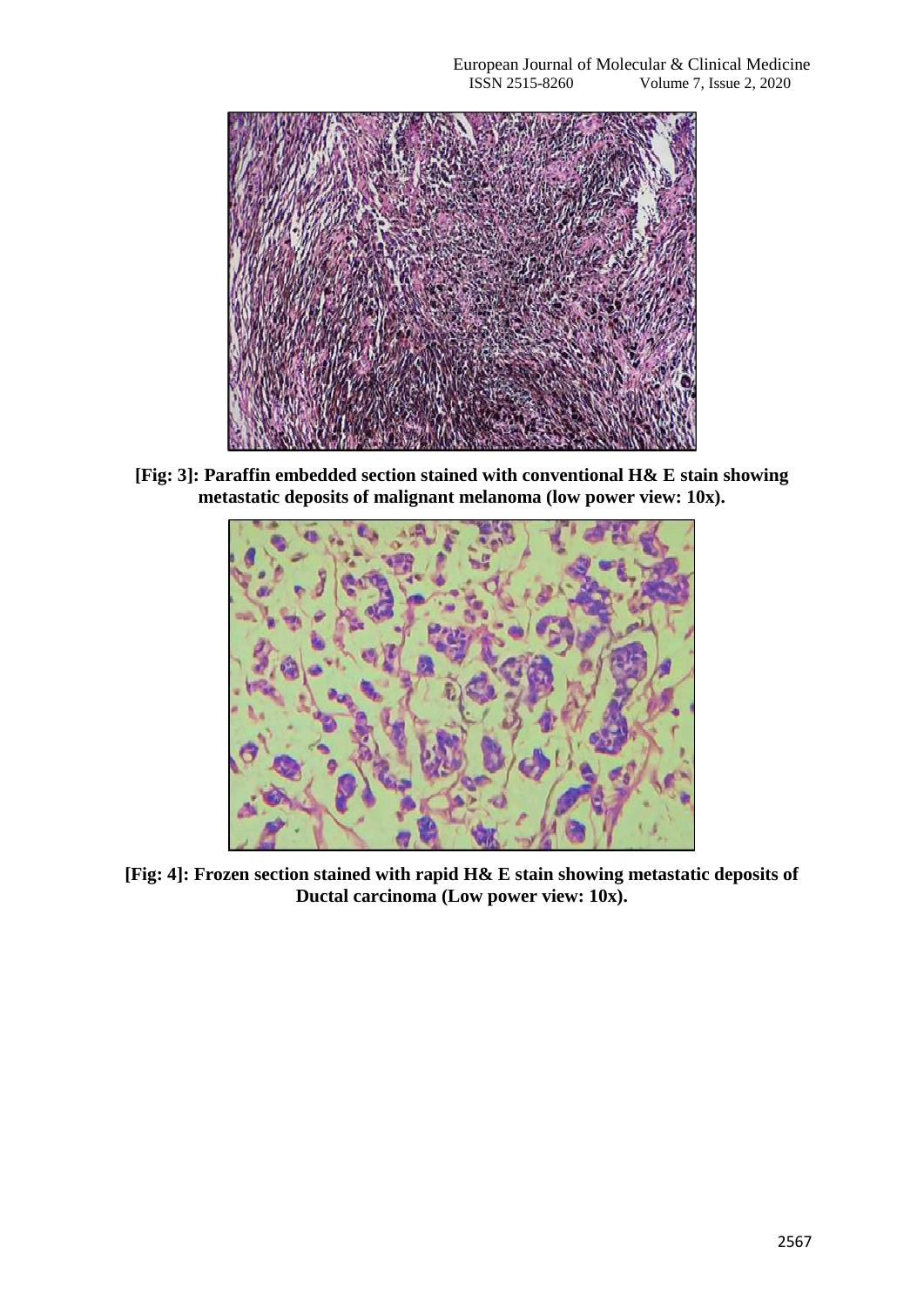**[Fig: 3]: Paraffin embedded section stained with conventional H& E stain showing metastatic deposits of malignant melanoma (low power view: 10x).**

**[Fig: 4]: Frozen section stained with rapid H& E stain showing metastatic deposits of Ductal carcinoma (Low power view: 10x).**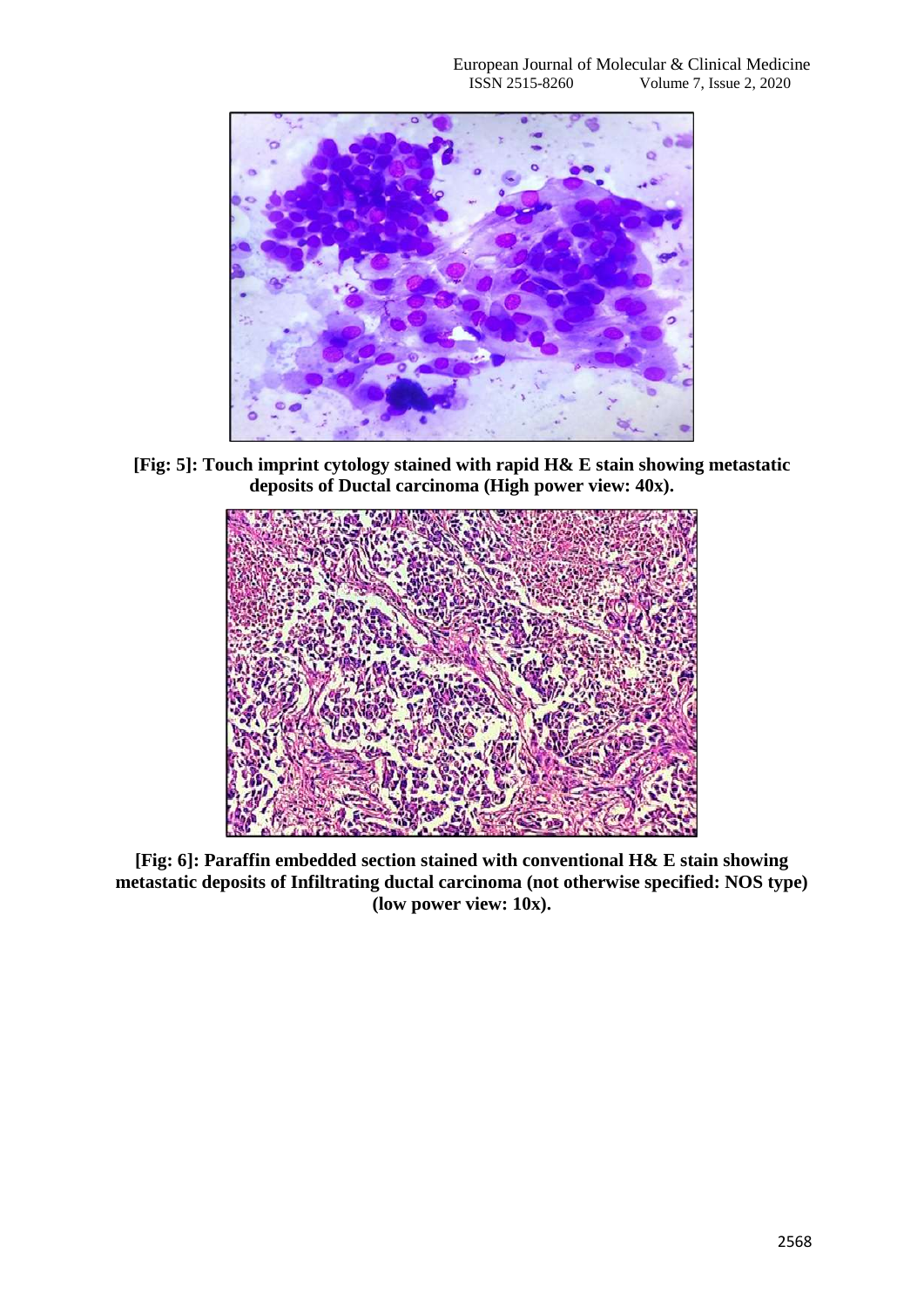**[Fig: 5]: Touch imprint cytology stained with rapid H& E stain showing metastatic deposits of Ductal carcinoma (High power view: 40x).**

**[Fig: 6]: Paraffin embedded section stained with conventional H& E stain showing metastatic deposits of Infiltrating ductal carcinoma (not otherwise specified: NOS type) (low power view: 10x).**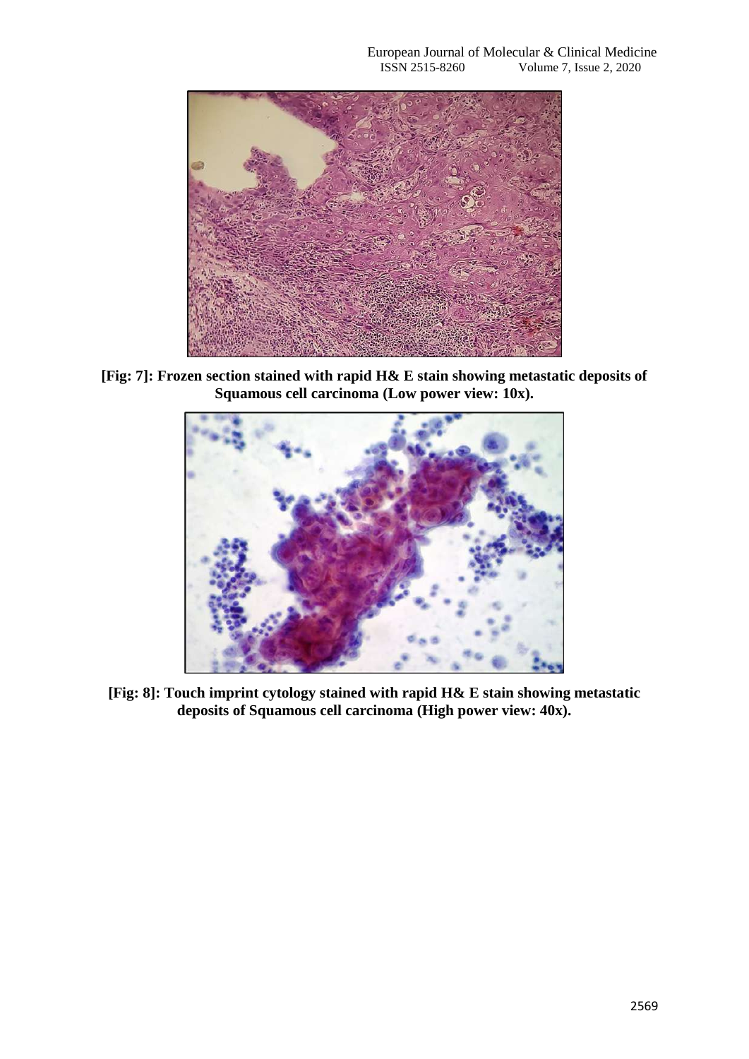**[Fig: 7]: Frozen section stained with rapid H& E stain showing metastatic deposits of Squamous cell carcinoma (Low power view: 10x).**

**[Fig: 8]: Touch imprint cytology stained with rapid H& E stain showing metastatic deposits of Squamous cell carcinoma (High power view: 40x).**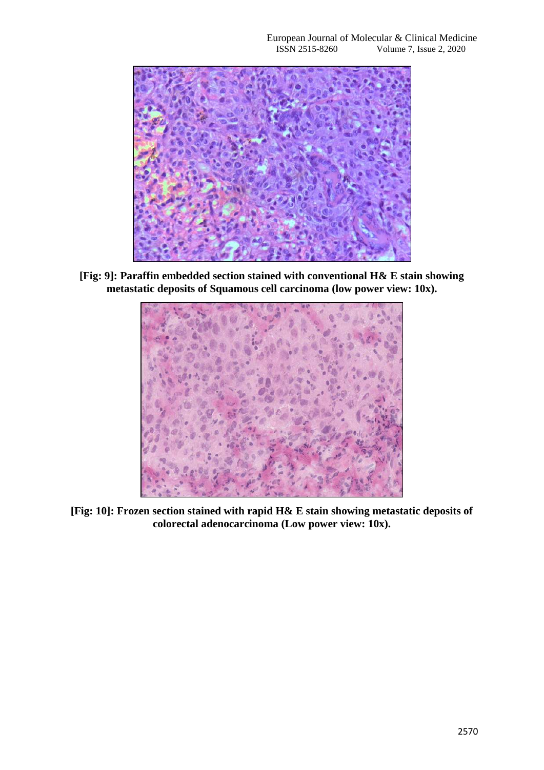**[Fig: 9]: Paraffin embedded section stained with conventional H& E stain showing metastatic deposits of Squamous cell carcinoma (low power view: 10x).**

**[Fig: 10]: Frozen section stained with rapid H& E stain showing metastatic deposits of colorectal adenocarcinoma (Low power view: 10x).**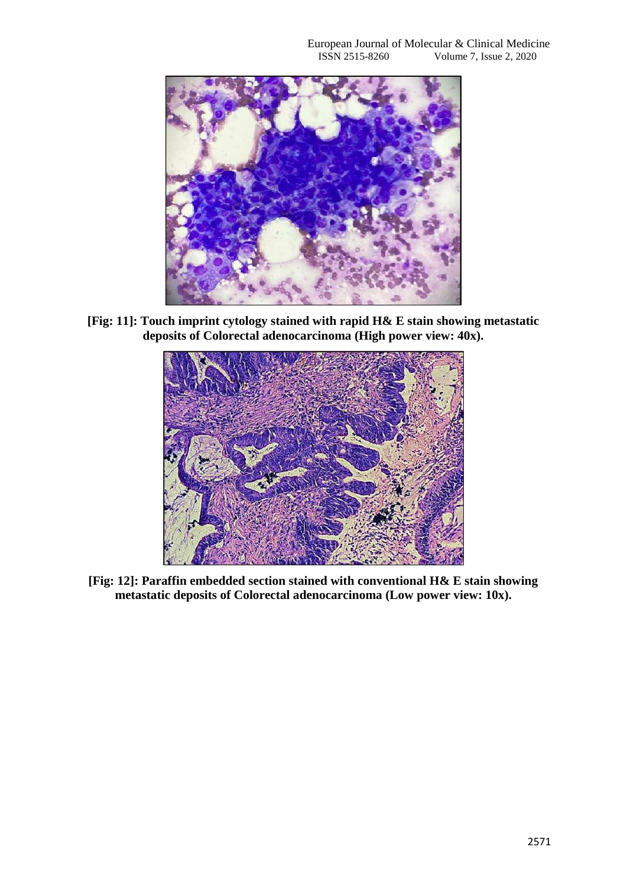**[Fig: 11]: Touch imprint cytology stained with rapid H& E stain showing metastatic deposits of Colorectal adenocarcinoma (High power view: 40x).**

**[Fig: 12]: Paraffin embedded section stained with conventional H& E stain showing metastatic deposits of Colorectal adenocarcinoma (Low power view: 10x).**